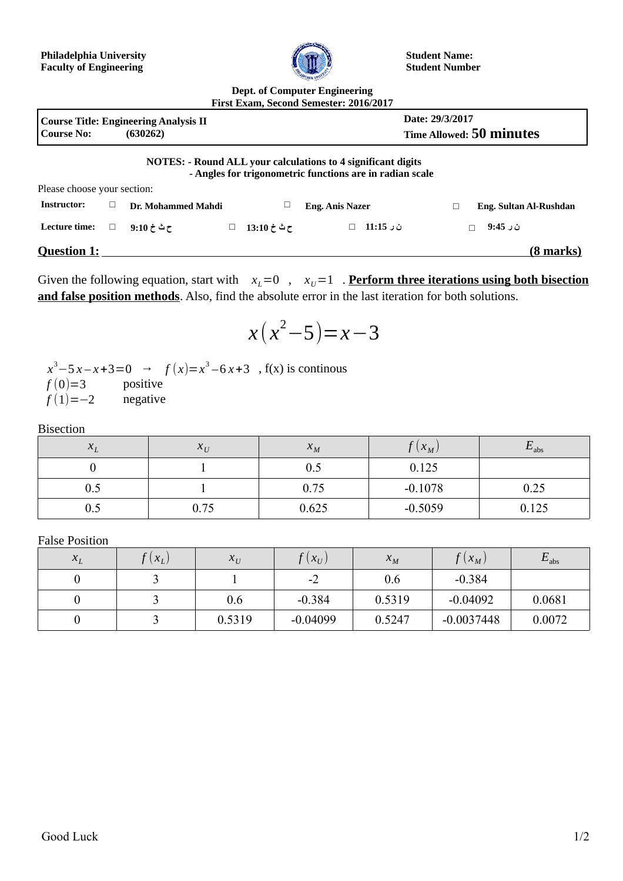**Philadelphia University**
**Faculty of Engineering**

**Student Name:**
**Student Number**

**Dept. of Computer Engineering**
**First Exam, Second Semester: 2016/2017**

| **Course Title: Engineering Analysis II** | **Date: 29/3/2017** |
|---|---|
| **Course No: (630262)** | **Time Allowed: 50 minutes** |

**NOTES: - Round ALL your calculations to 4 significant digits**
**- Angles for trigonometric functions are in radian scale**

Please choose your section:

| **Instructor:** | □ **Dr. Mohammed Mahdi** | □ **Eng. Anis Nazer** | □ **Eng. Sultan Al-Rushdan** |
|---|---|---|---|
| **Lecture time:** | □ **9:10 ح ث خ** | □ **13:10 ح ث خ** | □ **11:15 ن ر** | □ **9:45 ن ر** |

## Question 1: (8 marks)

Given the following equation, start with $x_L = 0$ , $x_U = 1$ . **Perform three iterations using both bisection and false position methods**. Also, find the absolute error in the last iteration for both solutions.

$$x(x^2 - 5) = x - 3$$

$x^3 - 5x - x + 3 = 0 \rightarrow f(x) = x^3 - 6x + 3$ , f(x) is continous

$f(0) = 3$ positive

$f(1) = -2$ negative

Bisection

| $x_L$ | $x_U$ | $x_M$ | $f(x_M)$ | $E_{abs}$ |
|---|---|---|---|---|
| 0 | 1 | 0.5 | 0.125 | |
| 0.5 | 1 | 0.75 | -0.1078 | 0.25 |
| 0.5 | 0.75 | 0.625 | -0.5059 | 0.125 |

False Position

| $x_L$ | $f(x_L)$ | $x_U$ | $f(x_U)$ | $x_M$ | $f(x_M)$ | $E_{abs}$ |
|---|---|---|---|---|---|---|
| 0 | 3 | 1 | -2 | 0.6 | -0.384 | |
| 0 | 3 | 0.6 | -0.384 | 0.5319 | -0.04092 | 0.0681 |
| 0 | 3 | 0.5319 | -0.04099 | 0.5247 | -0.0037448 | 0.0072 |

Good Luck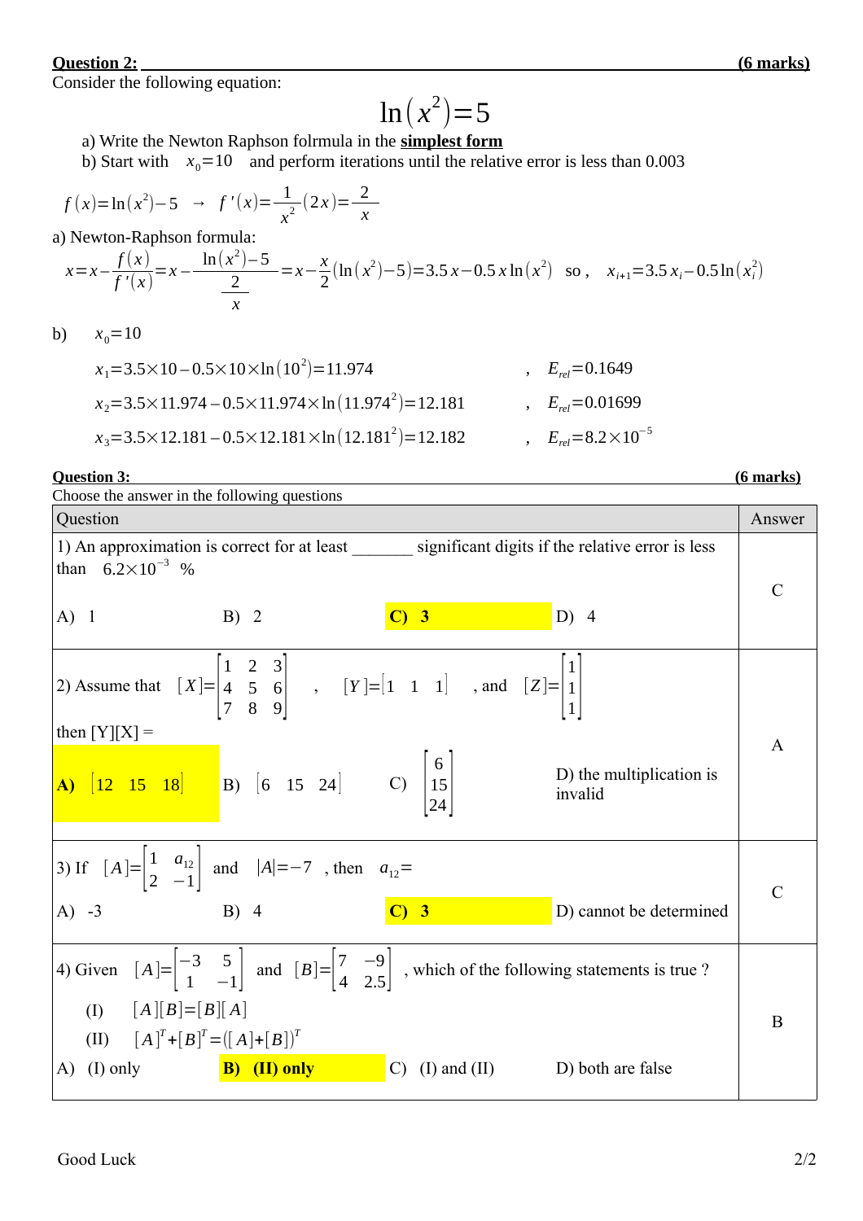**Question 2:** **(6 marks)**

Consider the following equation:

$$\ln(x^2)=5$$

a) Write the Newton Raphson folrmula in the **simplest form**

b) Start with $x_0=10$ and perform iterations until the relative error is less than 0.003

$$f(x)=\ln(x^2)-5 \rightarrow f'(x)=\frac{1}{x^2}(2x)=\frac{2}{x}$$

a) Newton-Raphson formula:

$$x=x-\frac{f(x)}{f'(x)}=x-\frac{\ln(x^2)-5}{\frac{2}{x}}=x-\frac{x}{2}(\ln(x^2)-5)=3.5x-0.5x\ln(x^2) \quad \text{so ,} \quad x_{i+1}=3.5x_i-0.5\ln(x_i^2)$$

b) $x_0=10$

$x_1=3.5\times10-0.5\times10\times\ln(10^2)=11.974$ , $E_{rel}=0.1649$

$x_2=3.5\times11.974-0.5\times11.974\times\ln(11.974^2)=12.181$ , $E_{rel}=0.01699$

$x_3=3.5\times12.181-0.5\times12.181\times\ln(12.181^2)=12.182$ , $E_{rel}=8.2\times10^{-5}$

**Question 3:** **(6 marks)**

Choose the answer in the following questions

| Question | Answer |
|---|---|
| 1) An approximation is correct for at least _______ significant digits if the relative error is less than $6.2\times10^{-3}$ % <br> A) 1 B) 2 **C) 3** D) 4 | C |
| 2) Assume that $[X]=\begin{bmatrix}1&2&3\\4&5&6\\7&8&9\end{bmatrix}$ , $[Y]=\begin{bmatrix}1&1&1\end{bmatrix}$ , and $[Z]=\begin{bmatrix}1\\1\\1\end{bmatrix}$ <br> then [Y][X] = <br> **A)** $\begin{bmatrix}12&15&18\end{bmatrix}$ B) $\begin{bmatrix}6&15&24\end{bmatrix}$ C) $\begin{bmatrix}6\\15\\24\end{bmatrix}$ D) the multiplication is invalid | A |
| 3) If $[A]=\begin{bmatrix}1&a_{12}\\2&-1\end{bmatrix}$ and $\|A\|=-7$ , then $a_{12}=$ <br> A) -3 B) 4 **C) 3** D) cannot be determined | C |
| 4) Given $[A]=\begin{bmatrix}-3&5\\1&-1\end{bmatrix}$ and $[B]=\begin{bmatrix}7&-9\\4&2.5\end{bmatrix}$ , which of the following statements is true ? <br> (I) $[A][B]=[B][A]$ <br> (II) $[A]^T+[B]^T=([A]+[B])^T$ <br> A) (I) only **B) (II) only** C) (I) and (II) D) both are false | B |

Good Luck